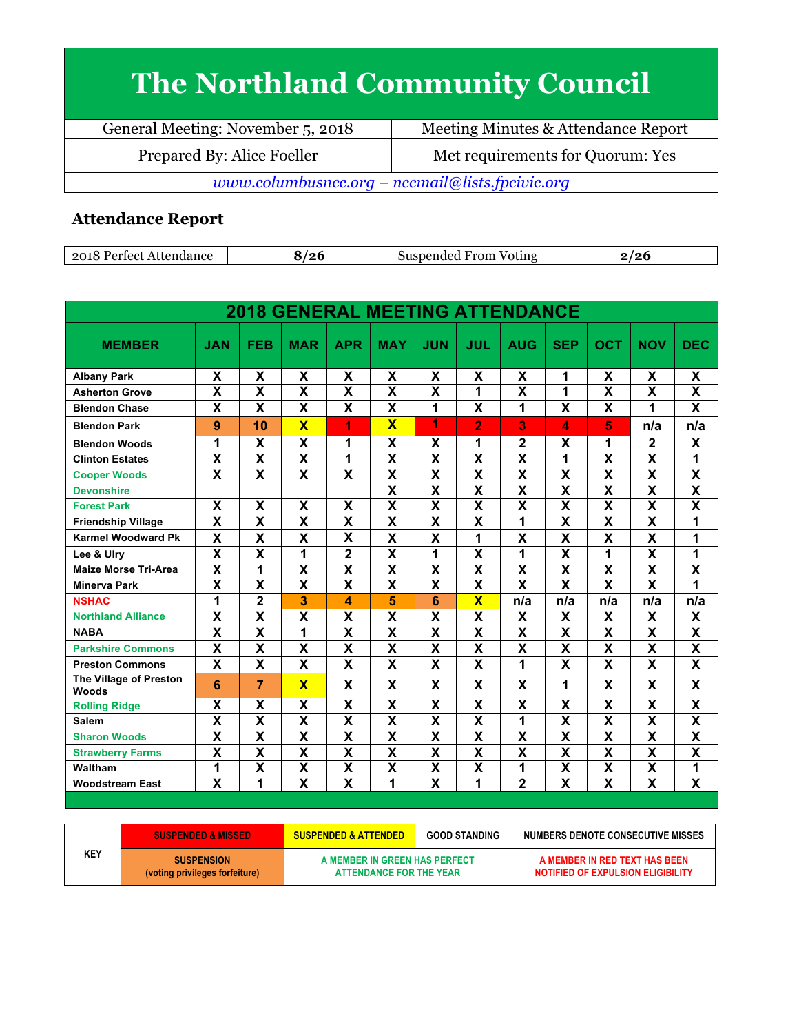# The Northland Community Council

| General Meeting: November 5, 2018 | Meeting Minutes & Attendance Report |
|---|---|
| Prepared By: Alice Foeller | Met requirements for Quorum: Yes |

*www.columbusncc.org – nccmail@lists.fpcivic.org*

## Attendance Report

| 2018 Perfect Attendance | 8/26 | Suspended From Voting | 2/26 |
|---|---|---|---|

**2018 GENERAL MEETING ATTENDANCE**

| MEMBER | JAN | FEB | MAR | APR | MAY | JUN | JUL | AUG | SEP | OCT | NOV | DEC |
|---|---|---|---|---|---|---|---|---|---|---|---|---|
| Albany Park | X | X | X | X | X | X | X | X | 1 | X | X | X |
| Asherton Grove | X | X | X | X | X | X | 1 | X | 1 | X | X | X |
| Blendon Chase | X | X | X | X | X | 1 | X | 1 | X | X | 1 | X |
| Blendon Park | 9 | 10 | X | 1 | X | 1 | 2 | 3 | 4 | 5 | n/a | n/a |
| Blendon Woods | 1 | X | X | 1 | X | X | 1 | 2 | X | 1 | 2 | X |
| Clinton Estates | X | X | X | 1 | X | X | X | X | 1 | X | X | 1 |
| Cooper Woods | X | X | X | X | X | X | X | X | X | X | X | X |
| Devonshire | | | | | X | X | X | X | X | X | X | X |
| Forest Park | X | X | X | X | X | X | X | X | X | X | X | X |
| Friendship Village | X | X | X | X | X | X | X | 1 | X | X | X | 1 |
| Karmel Woodward Pk | X | X | X | X | X | X | 1 | X | X | X | X | 1 |
| Lee & Ulry | X | X | 1 | 2 | X | 1 | X | 1 | X | 1 | X | 1 |
| Maize Morse Tri-Area | X | 1 | X | X | X | X | X | X | X | X | X | X |
| Minerva Park | X | X | X | X | X | X | X | X | X | X | X | 1 |
| NSHAC | 1 | 2 | 3 | 4 | 5 | 6 | X | n/a | n/a | n/a | n/a | n/a |
| Northland Alliance | X | X | X | X | X | X | X | X | X | X | X | X |
| NABA | X | X | 1 | X | X | X | X | X | X | X | X | X |
| Parkshire Commons | X | X | X | X | X | X | X | X | X | X | X | X |
| Preston Commons | X | X | X | X | X | X | X | 1 | X | X | X | X |
| The Village of Preston Woods | 6 | 7 | X | X | X | X | X | X | 1 | X | X | X |
| Rolling Ridge | X | X | X | X | X | X | X | X | X | X | X | X |
| Salem | X | X | X | X | X | X | X | 1 | X | X | X | X |
| Sharon Woods | X | X | X | X | X | X | X | X | X | X | X | X |
| Strawberry Farms | X | X | X | X | X | X | X | X | X | X | X | X |
| Waltham | 1 | X | X | X | X | X | X | 1 | X | X | X | 1 |
| Woodstream East | X | 1 | X | X | 1 | X | 1 | 2 | X | X | X | X |

| KEY | SUSPENDED & MISSED | SUSPENDED & ATTENDED | GOOD STANDING | NUMBERS DENOTE CONSECUTIVE MISSES |
|---|---|---|---|---|
| | SUSPENSION (voting privileges forfeiture) | A MEMBER IN GREEN HAS PERFECT ATTENDANCE FOR THE YEAR | | A MEMBER IN RED TEXT HAS BEEN NOTIFIED OF EXPULSION ELIGIBILITY |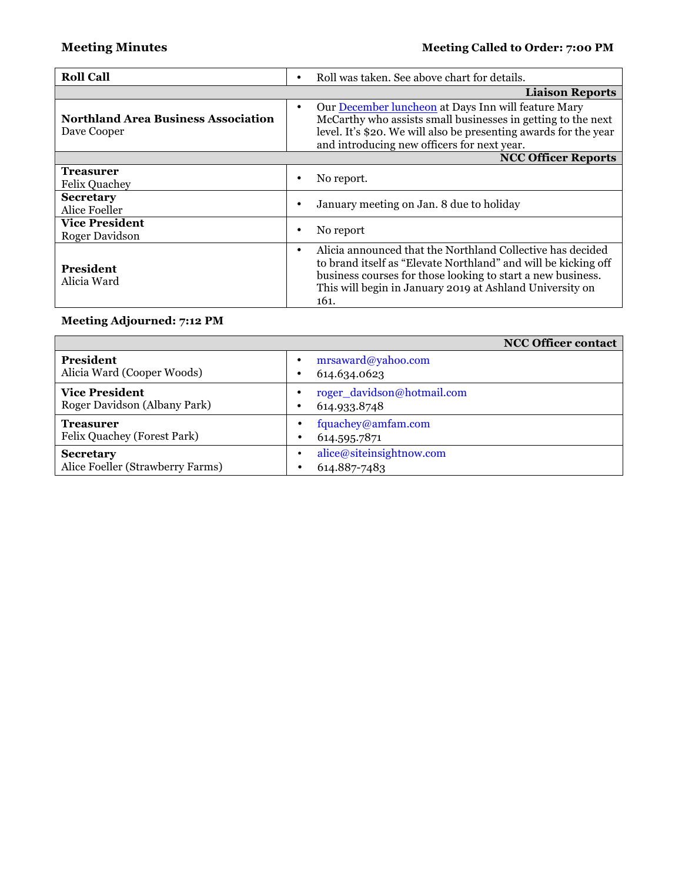**Meeting Minutes** **Meeting Called to Order: 7:00 PM**

| | |
|---|---|
| **Roll Call** | • Roll was taken. See above chart for details. |
| | **Liaison Reports** |
| **Northland Area Business Association** Dave Cooper | • Our December luncheon at Days Inn will feature Mary McCarthy who assists small businesses in getting to the next level. It's $20. We will also be presenting awards for the year and introducing new officers for next year. |
| | **NCC Officer Reports** |
| **Treasurer** Felix Quachey | • No report. |
| **Secretary** Alice Foeller | • January meeting on Jan. 8 due to holiday |
| **Vice President** Roger Davidson | • No report |
| **President** Alicia Ward | • Alicia announced that the Northland Collective has decided to brand itself as "Elevate Northland" and will be kicking off business courses for those looking to start a new business. This will begin in January 2019 at Ashland University on 161. |

**Meeting Adjourned: 7:12 PM**

| | |
|---|---|
| | **NCC Officer contact** |
| **President** Alicia Ward (Cooper Woods) | • mrsaward@yahoo.com<br>• 614.634.0623 |
| **Vice President** Roger Davidson (Albany Park) | • roger_davidson@hotmail.com<br>• 614.933.8748 |
| **Treasurer** Felix Quachey (Forest Park) | • fquachey@amfam.com<br>• 614.595.7871 |
| **Secretary** Alice Foeller (Strawberry Farms) | • alice@siteinsightnow.com<br>• 614.887-7483 |